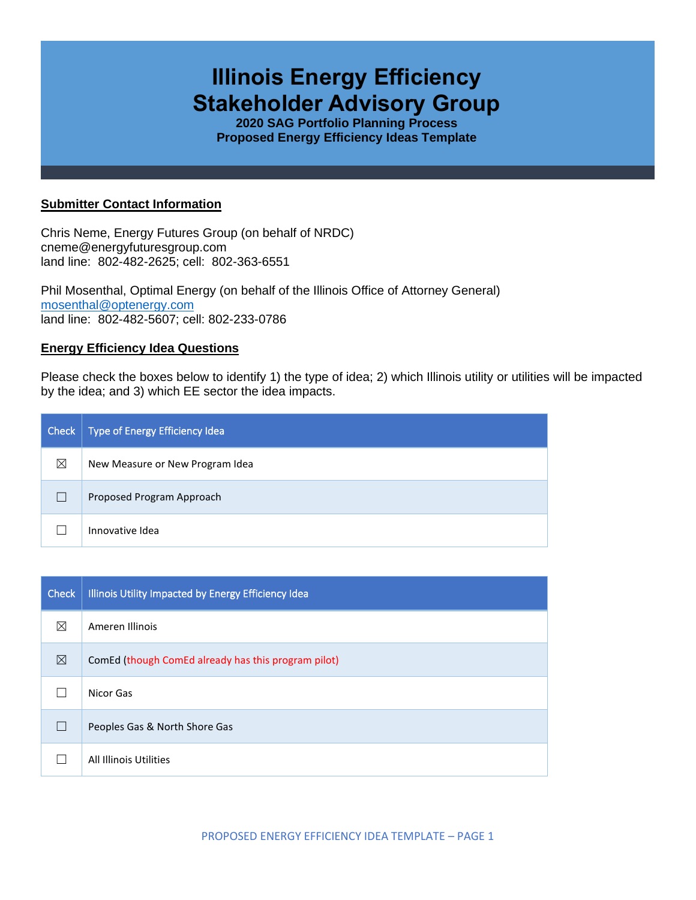# Illinois Energy Efficiency Stakeholder Advisory Group

### 2020 SAG Portfolio Planning Process
### Proposed Energy Efficiency Ideas Template

## Submitter Contact Information

Chris Neme, Energy Futures Group (on behalf of NRDC)
cneme@energyfuturesgroup.com
land line: 802-482-2625; cell: 802-363-6551

Phil Mosenthal, Optimal Energy (on behalf of the Illinois Office of Attorney General)
mosenthal@optenergy.com
land line: 802-482-5607; cell: 802-233-0786

## Energy Efficiency Idea Questions

Please check the boxes below to identify 1) the type of idea; 2) which Illinois utility or utilities will be impacted by the idea; and 3) which EE sector the idea impacts.

| Check | Type of Energy Efficiency Idea |
|---|---|
| ☒ | New Measure or New Program Idea |
| ☐ | Proposed Program Approach |
| ☐ | Innovative Idea |

| Check | Illinois Utility Impacted by Energy Efficiency Idea |
|---|---|
| ☒ | Ameren Illinois |
| ☒ | ComEd (though ComEd already has this program pilot) |
| ☐ | Nicor Gas |
| ☐ | Peoples Gas & North Shore Gas |
| ☐ | All Illinois Utilities |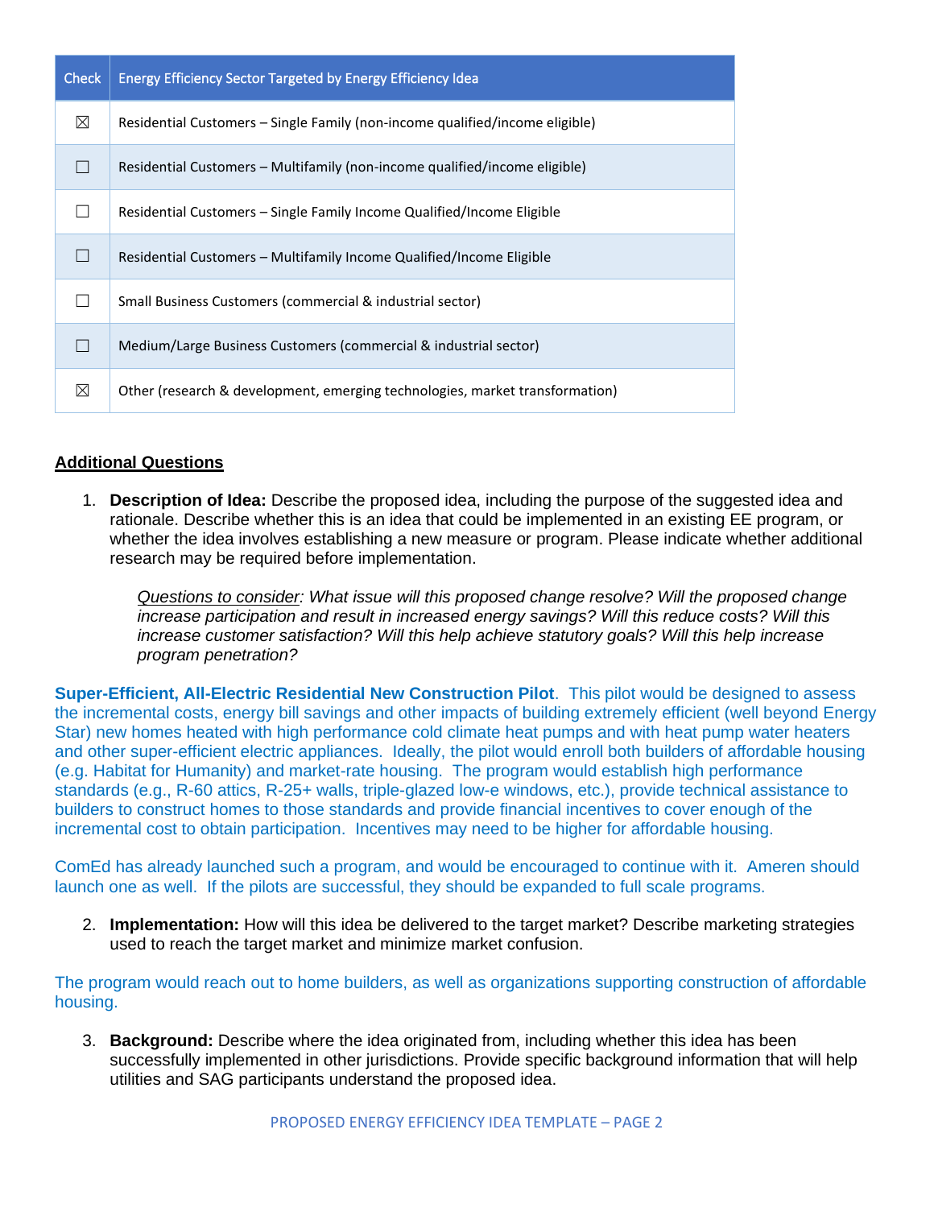| Check | Energy Efficiency Sector Targeted by Energy Efficiency Idea |
|---|---|
| ☒ | Residential Customers – Single Family (non-income qualified/income eligible) |
| ☐ | Residential Customers – Multifamily (non-income qualified/income eligible) |
| ☐ | Residential Customers – Single Family Income Qualified/Income Eligible |
| ☐ | Residential Customers – Multifamily Income Qualified/Income Eligible |
| ☐ | Small Business Customers (commercial & industrial sector) |
| ☐ | Medium/Large Business Customers (commercial & industrial sector) |
| ☒ | Other (research & development, emerging technologies, market transformation) |

## Additional Questions

1. **Description of Idea:** Describe the proposed idea, including the purpose of the suggested idea and rationale. Describe whether this is an idea that could be implemented in an existing EE program, or whether the idea involves establishing a new measure or program. Please indicate whether additional research may be required before implementation.

   *Questions to consider: What issue will this proposed change resolve? Will the proposed change increase participation and result in increased energy savings? Will this reduce costs? Will this increase customer satisfaction? Will this help achieve statutory goals? Will this help increase program penetration?*

**Super-Efficient, All-Electric Residential New Construction Pilot**. This pilot would be designed to assess the incremental costs, energy bill savings and other impacts of building extremely efficient (well beyond Energy Star) new homes heated with high performance cold climate heat pumps and with heat pump water heaters and other super-efficient electric appliances. Ideally, the pilot would enroll both builders of affordable housing (e.g. Habitat for Humanity) and market-rate housing. The program would establish high performance standards (e.g., R-60 attics, R-25+ walls, triple-glazed low-e windows, etc.), provide technical assistance to builders to construct homes to those standards and provide financial incentives to cover enough of the incremental cost to obtain participation. Incentives may need to be higher for affordable housing.

ComEd has already launched such a program, and would be encouraged to continue with it. Ameren should launch one as well. If the pilots are successful, they should be expanded to full scale programs.

2. **Implementation:** How will this idea be delivered to the target market? Describe marketing strategies used to reach the target market and minimize market confusion.

The program would reach out to home builders, as well as organizations supporting construction of affordable housing.

3. **Background:** Describe where the idea originated from, including whether this idea has been successfully implemented in other jurisdictions. Provide specific background information that will help utilities and SAG participants understand the proposed idea.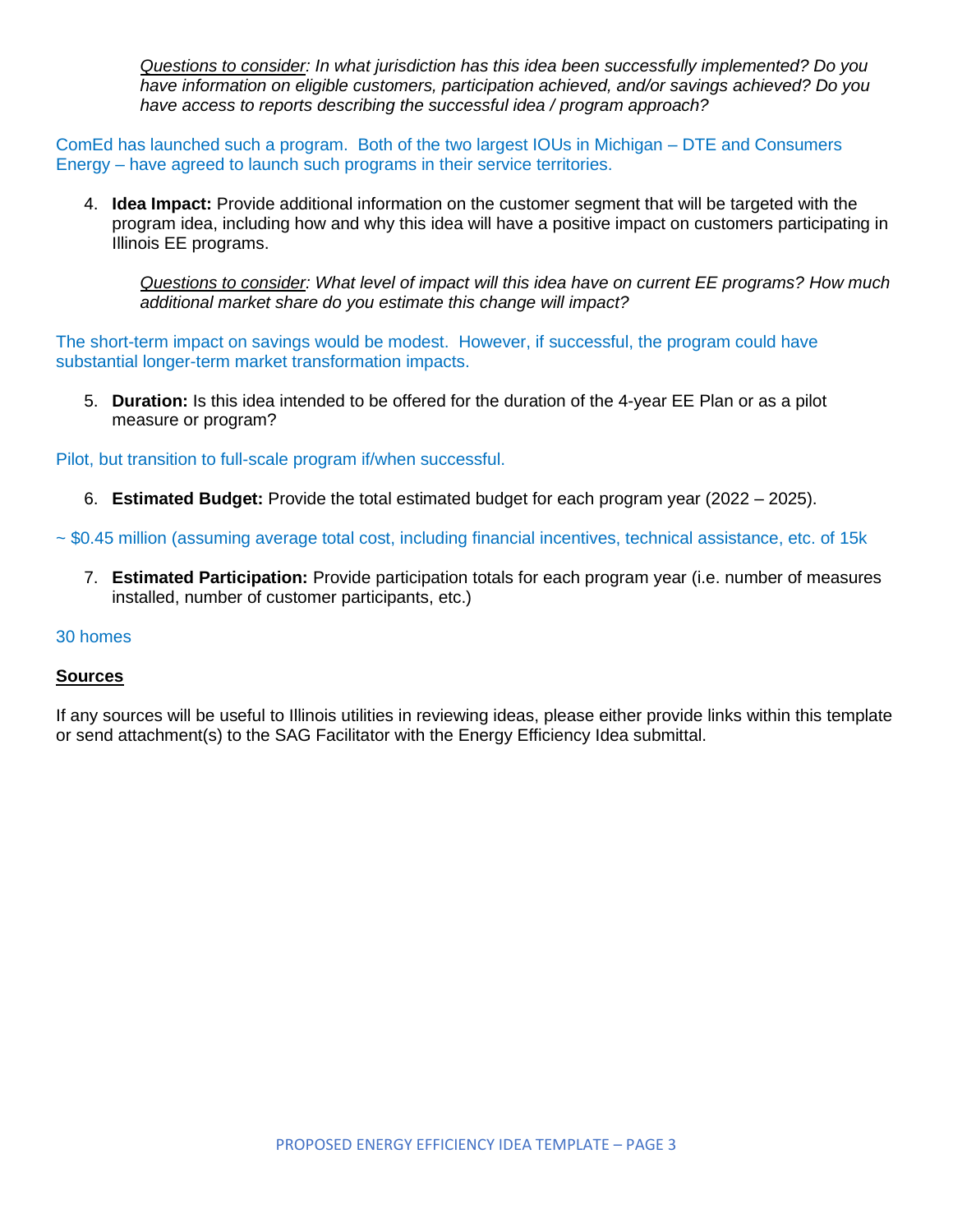*Questions to consider: In what jurisdiction has this idea been successfully implemented? Do you have information on eligible customers, participation achieved, and/or savings achieved? Do you have access to reports describing the successful idea / program approach?*

ComEd has launched such a program. Both of the two largest IOUs in Michigan – DTE and Consumers Energy – have agreed to launch such programs in their service territories.

4. **Idea Impact:** Provide additional information on the customer segment that will be targeted with the program idea, including how and why this idea will have a positive impact on customers participating in Illinois EE programs.

   *Questions to consider: What level of impact will this idea have on current EE programs? How much additional market share do you estimate this change will impact?*

The short-term impact on savings would be modest. However, if successful, the program could have substantial longer-term market transformation impacts.

5. **Duration:** Is this idea intended to be offered for the duration of the 4-year EE Plan or as a pilot measure or program?

Pilot, but transition to full-scale program if/when successful.

6. **Estimated Budget:** Provide the total estimated budget for each program year (2022 – 2025).

~ $0.45 million (assuming average total cost, including financial incentives, technical assistance, etc. of 15k

7. **Estimated Participation:** Provide participation totals for each program year (i.e. number of measures installed, number of customer participants, etc.)

30 homes

**Sources**

If any sources will be useful to Illinois utilities in reviewing ideas, please either provide links within this template or send attachment(s) to the SAG Facilitator with the Energy Efficiency Idea submittal.